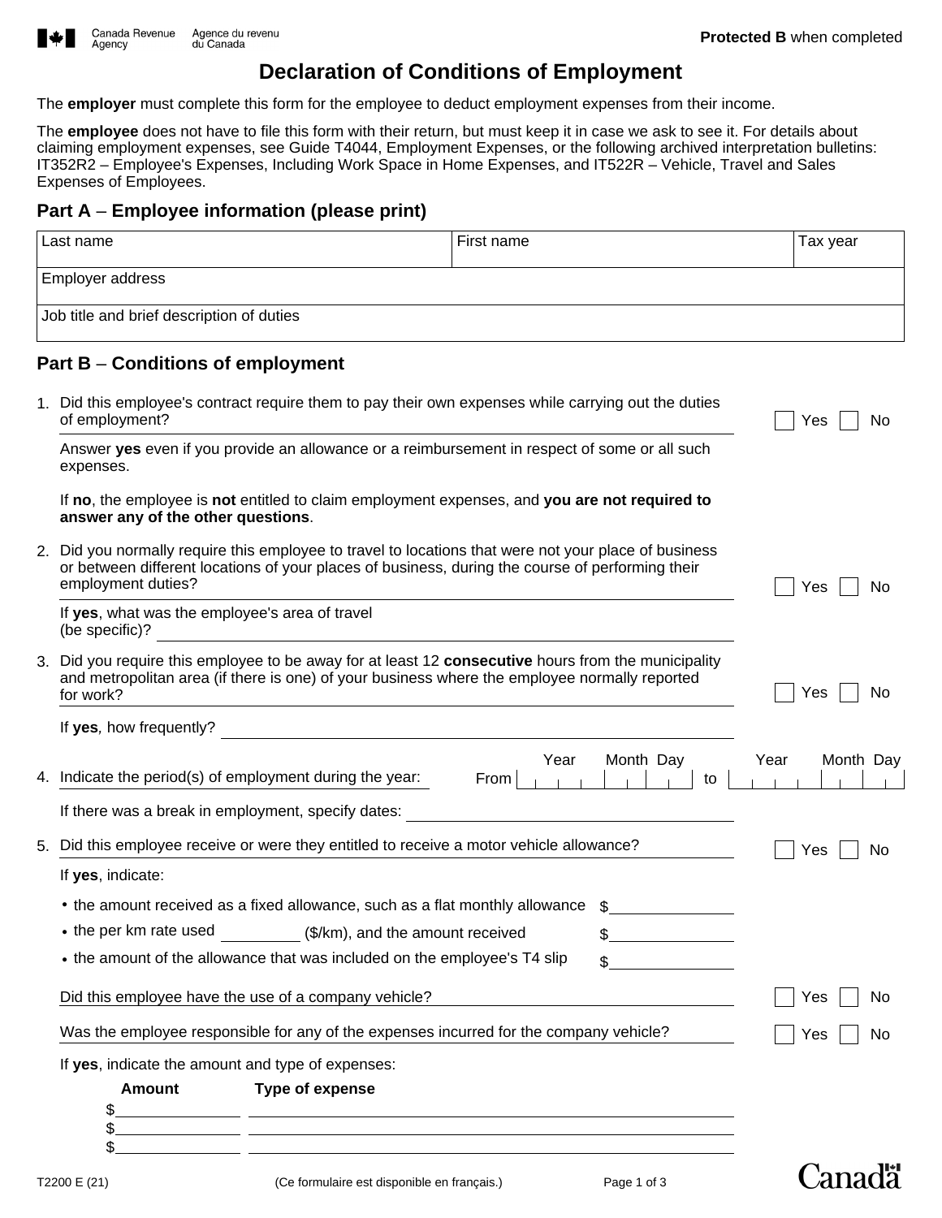Canada Revenue Agency / Agence du revenu du Canada

**Protected B** when completed

# Declaration of Conditions of Employment

The **employer** must complete this form for the employee to deduct employment expenses from their income.

The **employee** does not have to file this form with their return, but must keep it in case we ask to see it. For details about claiming employment expenses, see Guide T4044, Employment Expenses, or the following archived interpretation bulletins: IT352R2 – Employee's Expenses, Including Work Space in Home Expenses, and IT522R – Vehicle, Travel and Sales Expenses of Employees.

## Part A – Employee information (please print)

| Last name | First name | Tax year |
|---|---|---|
| | | |

| Employer address |
|---|
| |

| Job title and brief description of duties |
|---|
| |

## Part B – Conditions of employment

1. Did this employee's contract require them to pay their own expenses while carrying out the duties of employment? ☐ Yes ☐ No

   Answer **yes** even if you provide an allowance or a reimbursement in respect of some or all such expenses.

   If **no**, the employee is **not** entitled to claim employment expenses, and **you are not required to answer any of the other questions**.

2. Did you normally require this employee to travel to locations that were not your place of business or between different locations of your places of business, during the course of performing their employment duties? ☐ Yes ☐ No

   If **yes**, what was the employee's area of travel (be specific)? ____________

3. Did you require this employee to be away for at least 12 **consecutive** hours from the municipality and metropolitan area (if there is one) of your business where the employee normally reported for work? ☐ Yes ☐ No

   If **yes**, how frequently? ____________

4. Indicate the period(s) of employment during the year: From (Year Month Day) ____________ to (Year Month Day) ____________

   If there was a break in employment, specify dates: ____________

5. Did this employee receive or were they entitled to receive a motor vehicle allowance? ☐ Yes ☐ No

   If **yes**, indicate:

   - the amount received as a fixed allowance, such as a flat monthly allowance $____________
   - the per km rate used ________ ($/km), and the amount received $____________
   - the amount of the allowance that was included on the employee's T4 slip $____________

   Did this employee have the use of a company vehicle? ☐ Yes ☐ No

   Was the employee responsible for any of the expenses incurred for the company vehicle? ☐ Yes ☐ No

   If **yes**, indicate the amount and type of expenses:

| Amount | Type of expense |
|---|---|
| $ | |
| $ | |
| $ | |

T2200 E (21) (Ce formulaire est disponible en français.)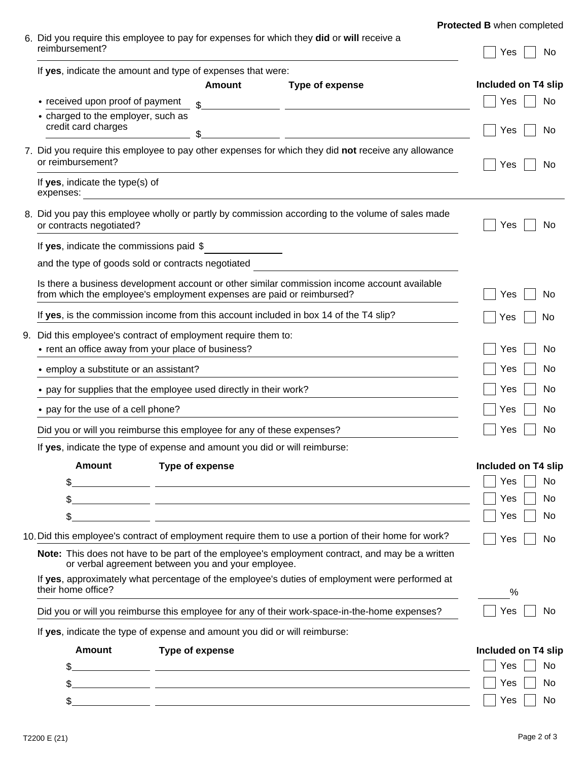**Protected B** when completed

6. Did you require this employee to pay for expenses for which they **did** or **will** receive a reimbursement? ☐ Yes ☐ No

   If **yes**, indicate the amount and type of expenses that were:

| | Amount | Type of expense | Included on T4 slip |
|---|---|---|---|
| • received upon proof of payment | $ | | ☐ Yes ☐ No |
| • charged to the employer, such as credit card charges | $ | | ☐ Yes ☐ No |

7. Did you require this employee to pay other expenses for which they did **not** receive any allowance or reimbursement? ☐ Yes ☐ No

   If **yes**, indicate the type(s) of expenses: ______________________

8. Did you pay this employee wholly or partly by commission according to the volume of sales made or contracts negotiated? ☐ Yes ☐ No

   If **yes**, indicate the commissions paid $ ______________

   and the type of goods sold or contracts negotiated ______________________

   Is there a business development account or other similar commission income account available from which the employee's employment expenses are paid or reimbursed? ☐ Yes ☐ No

   If **yes**, is the commission income from this account included in box 14 of the T4 slip? ☐ Yes ☐ No

9. Did this employee's contract of employment require them to:
   - rent an office away from your place of business? ☐ Yes ☐ No
   - employ a substitute or an assistant? ☐ Yes ☐ No
   - pay for supplies that the employee used directly in their work? ☐ Yes ☐ No
   - pay for the use of a cell phone? ☐ Yes ☐ No

   Did you or will you reimburse this employee for any of these expenses? ☐ Yes ☐ No

   If **yes**, indicate the type of expense and amount you did or will reimburse:

| Amount | Type of expense | Included on T4 slip |
|---|---|---|
| $ | | ☐ Yes ☐ No |
| $ | | ☐ Yes ☐ No |
| $ | | ☐ Yes ☐ No |

10. Did this employee's contract of employment require them to use a portion of their home for work? ☐ Yes ☐ No

    **Note:** This does not have to be part of the employee's employment contract, and may be a written or verbal agreement between you and your employee.

    If **yes**, approximately what percentage of the employee's duties of employment were performed at their home office? ______%

    Did you or will you reimburse this employee for any of their work-space-in-the-home expenses? ☐ Yes ☐ No

    If **yes**, indicate the type of expense and amount you did or will reimburse:

| Amount | Type of expense | Included on T4 slip |
|---|---|---|
| $ | | ☐ Yes ☐ No |
| $ | | ☐ Yes ☐ No |
| $ | | ☐ Yes ☐ No |

T2200 E (21)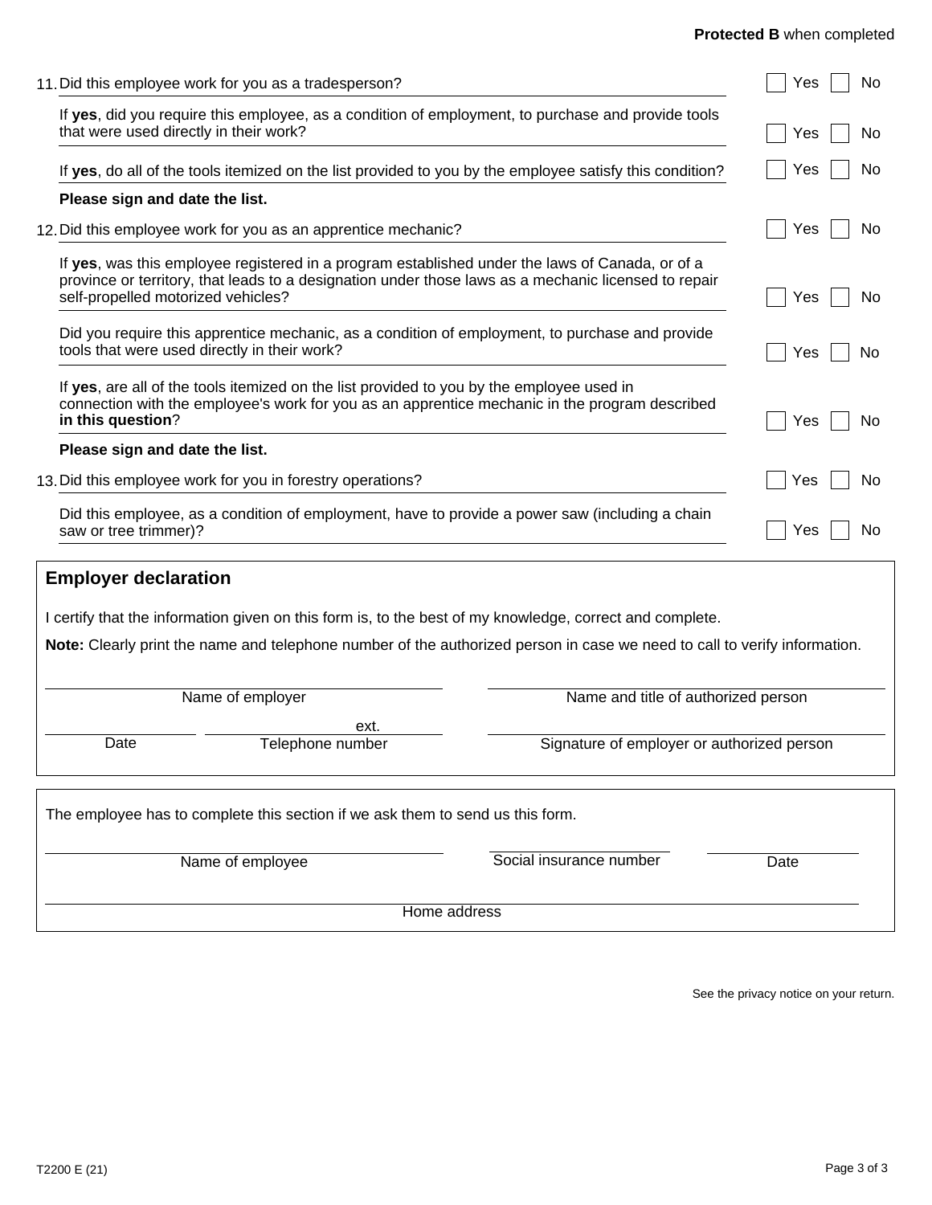**Protected B** when completed

11. Did this employee work for you as a tradesperson? ☐ Yes ☐ No

    If **yes**, did you require this employee, as a condition of employment, to purchase and provide tools that were used directly in their work? ☐ Yes ☐ No

    If **yes**, do all of the tools itemized on the list provided to you by the employee satisfy this condition? ☐ Yes ☐ No

    **Please sign and date the list.**

12. Did this employee work for you as an apprentice mechanic? ☐ Yes ☐ No

    If **yes**, was this employee registered in a program established under the laws of Canada, or of a province or territory, that leads to a designation under those laws as a mechanic licensed to repair self-propelled motorized vehicles? ☐ Yes ☐ No

    Did you require this apprentice mechanic, as a condition of employment, to purchase and provide tools that were used directly in their work? ☐ Yes ☐ No

    If **yes**, are all of the tools itemized on the list provided to you by the employee used in connection with the employee's work for you as an apprentice mechanic in the program described **in this question**? ☐ Yes ☐ No

    **Please sign and date the list.**

13. Did this employee work for you in forestry operations? ☐ Yes ☐ No

    Did this employee, as a condition of employment, have to provide a power saw (including a chain saw or tree trimmer)? ☐ Yes ☐ No

## Employer declaration

I certify that the information given on this form is, to the best of my knowledge, correct and complete.

**Note:** Clearly print the name and telephone number of the authorized person in case we need to call to verify information.

Name of employer: ____________________

Name and title of authorized person: ____________________

Date: ____________________

Telephone number: ____________________ ext. ______

Signature of employer or authorized person: ____________________

---

The employee has to complete this section if we ask them to send us this form.

Name of employee: ____________________

Social insurance number: ____________________

Date: ____________________

Home address: ____________________

See the privacy notice on your return.

T2200 E (21)